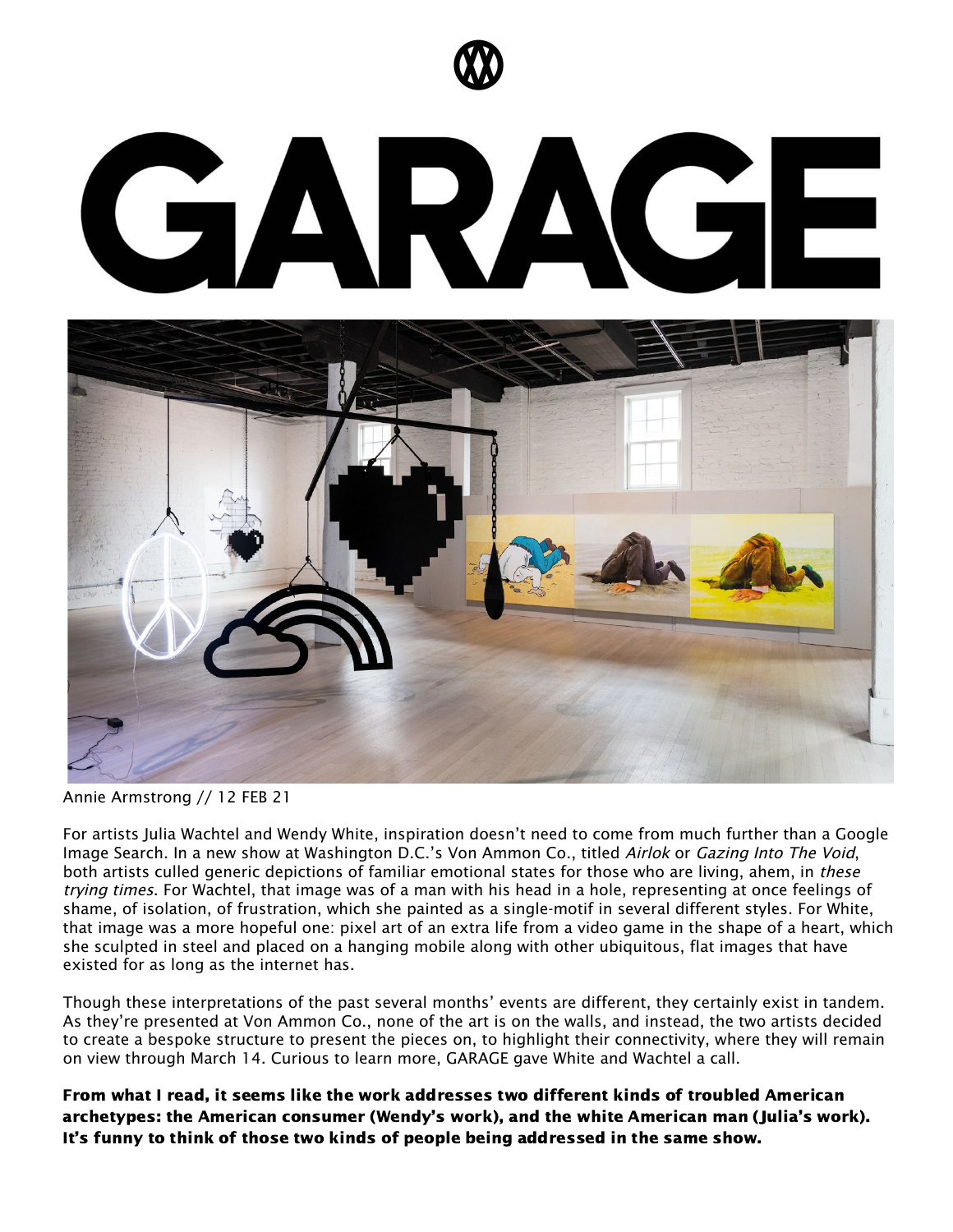# GARAGE

Annie Armstrong // 12 FEB 21

For artists Julia Wachtel and Wendy White, inspiration doesn't need to come from much further than a Google Image Search. In a new show at Washington D.C.'s Von Ammon Co., titled *Airlok* or *Gazing Into The Void*, both artists culled generic depictions of familiar emotional states for those who are living, ahem, in *these trying times*. For Wachtel, that image was of a man with his head in a hole, representing at once feelings of shame, of isolation, of frustration, which she painted as a single-motif in several different styles. For White, that image was a more hopeful one: pixel art of an extra life from a video game in the shape of a heart, which she sculpted in steel and placed on a hanging mobile along with other ubiquitous, flat images that have existed for as long as the internet has.

Though these interpretations of the past several months' events are different, they certainly exist in tandem. As they're presented at Von Ammon Co., none of the art is on the walls, and instead, the two artists decided to create a bespoke structure to present the pieces on, to highlight their connectivity, where they will remain on view through March 14. Curious to learn more, GARAGE gave White and Wachtel a call.

**From what I read, it seems like the work addresses two different kinds of troubled American archetypes: the American consumer (Wendy's work), and the white American man (Julia's work). It's funny to think of those two kinds of people being addressed in the same show.**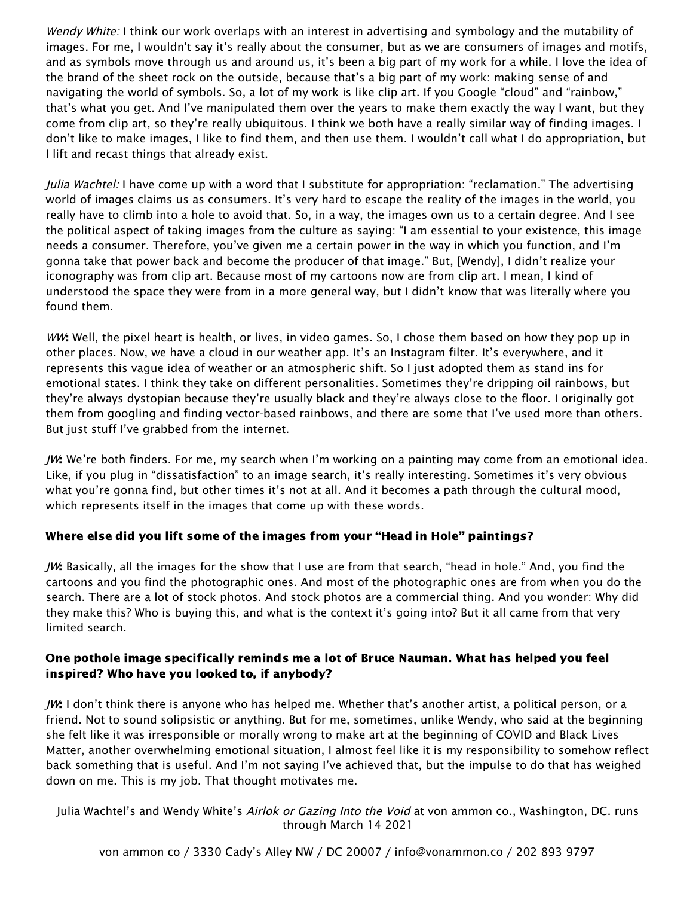*Wendy White:* I think our work overlaps with an interest in advertising and symbology and the mutability of images. For me, I wouldn't say it's really about the consumer, but as we are consumers of images and motifs, and as symbols move through us and around us, it's been a big part of my work for a while. I love the idea of the brand of the sheet rock on the outside, because that's a big part of my work: making sense of and navigating the world of symbols. So, a lot of my work is like clip art. If you Google "cloud" and "rainbow," that's what you get. And I've manipulated them over the years to make them exactly the way I want, but they come from clip art, so they're really ubiquitous. I think we both have a really similar way of finding images. I don't like to make images, I like to find them, and then use them. I wouldn't call what I do appropriation, but I lift and recast things that already exist.

*Julia Wachtel:* I have come up with a word that I substitute for appropriation: "reclamation." The advertising world of images claims us as consumers. It's very hard to escape the reality of the images in the world, you really have to climb into a hole to avoid that. So, in a way, the images own us to a certain degree. And I see the political aspect of taking images from the culture as saying: "I am essential to your existence, this image needs a consumer. Therefore, you've given me a certain power in the way in which you function, and I'm gonna take that power back and become the producer of that image." But, [Wendy], I didn't realize your iconography was from clip art. Because most of my cartoons now are from clip art. I mean, I kind of understood the space they were from in a more general way, but I didn't know that was literally where you found them.

***WW*:** Well, the pixel heart is health, or lives, in video games. So, I chose them based on how they pop up in other places. Now, we have a cloud in our weather app. It's an Instagram filter. It's everywhere, and it represents this vague idea of weather or an atmospheric shift. So I just adopted them as stand ins for emotional states. I think they take on different personalities. Sometimes they're dripping oil rainbows, but they're always dystopian because they're usually black and they're always close to the floor. I originally got them from googling and finding vector-based rainbows, and there are some that I've used more than others. But just stuff I've grabbed from the internet.

***JW*:** We're both finders. For me, my search when I'm working on a painting may come from an emotional idea. Like, if you plug in "dissatisfaction" to an image search, it's really interesting. Sometimes it's very obvious what you're gonna find, but other times it's not at all. And it becomes a path through the cultural mood, which represents itself in the images that come up with these words.

**Where else did you lift some of the images from your "Head in Hole" paintings?**

***JW*:** Basically, all the images for the show that I use are from that search, "head in hole." And, you find the cartoons and you find the photographic ones. And most of the photographic ones are from when you do the search. There are a lot of stock photos. And stock photos are a commercial thing. And you wonder: Why did they make this? Who is buying this, and what is the context it's going into? But it all came from that very limited search.

**One pothole image specifically reminds me a lot of Bruce Nauman. What has helped you feel inspired? Who have you looked to, if anybody?**

***JW*:** I don't think there is anyone who has helped me. Whether that's another artist, a political person, or a friend. Not to sound solipsistic or anything. But for me, sometimes, unlike Wendy, who said at the beginning she felt like it was irresponsible or morally wrong to make art at the beginning of COVID and Black Lives Matter, another overwhelming emotional situation, I almost feel like it is my responsibility to somehow reflect back something that is useful. And I'm not saying I've achieved that, but the impulse to do that has weighed down on me. This is my job. That thought motivates me.

Julia Wachtel's and Wendy White's *Airlok or Gazing Into the Void* at von ammon co., Washington, DC. runs through March 14 2021

von ammon co / 3330 Cady's Alley NW / DC 20007 / info@vonammon.co / 202 893 9797